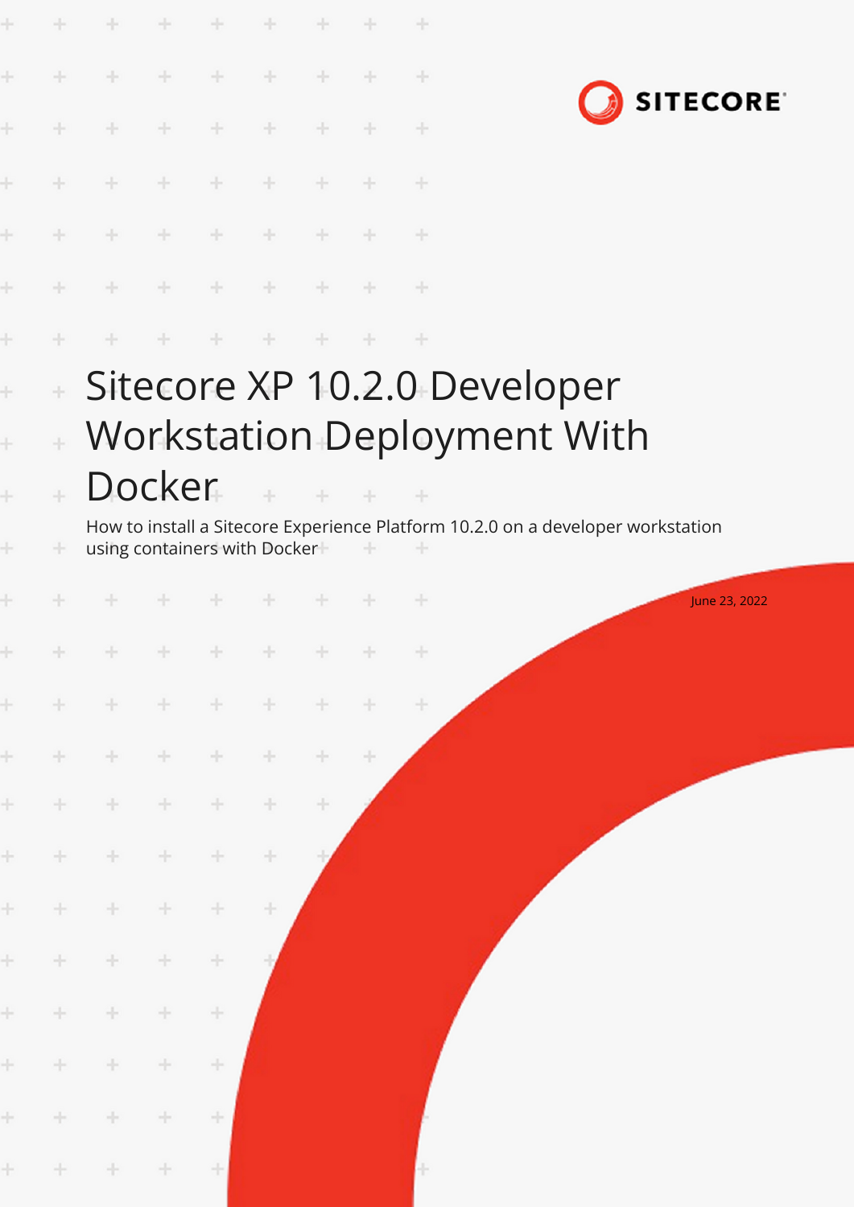SITECORE

# Sitecore XP 10.2.0 Developer Workstation Deployment With Docker

How to install a Sitecore Experience Platform 10.2.0 on a developer workstation using containers with Docker

June 23, 2022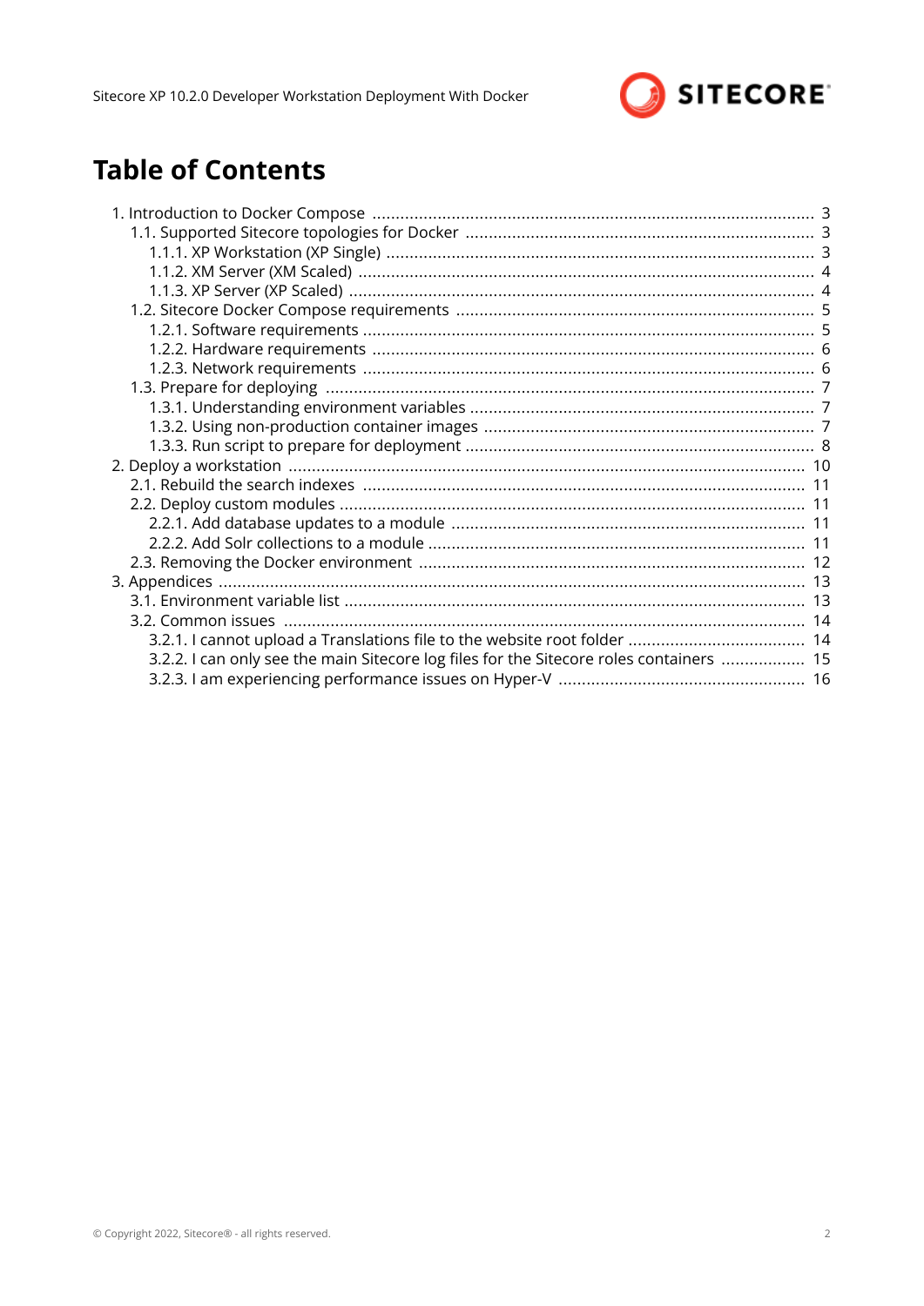# Table of Contents

- 1. Introduction to Docker Compose ... 3
  - 1.1. Supported Sitecore topologies for Docker ... 3
    - 1.1.1. XP Workstation (XP Single) ... 3
    - 1.1.2. XM Server (XM Scaled) ... 4
    - 1.1.3. XP Server (XP Scaled) ... 4
  - 1.2. Sitecore Docker Compose requirements ... 5
    - 1.2.1. Software requirements ... 5
    - 1.2.2. Hardware requirements ... 6
    - 1.2.3. Network requirements ... 6
  - 1.3. Prepare for deploying ... 7
    - 1.3.1. Understanding environment variables ... 7
    - 1.3.2. Using non-production container images ... 7
    - 1.3.3. Run script to prepare for deployment ... 8
- 2. Deploy a workstation ... 10
  - 2.1. Rebuild the search indexes ... 11
  - 2.2. Deploy custom modules ... 11
    - 2.2.1. Add database updates to a module ... 11
    - 2.2.2. Add Solr collections to a module ... 11
  - 2.3. Removing the Docker environment ... 12
- 3. Appendices ... 13
  - 3.1. Environment variable list ... 13
  - 3.2. Common issues ... 14
    - 3.2.1. I cannot upload a Translations file to the website root folder ... 14
    - 3.2.2. I can only see the main Sitecore log files for the Sitecore roles containers ... 15
    - 3.2.3. I am experiencing performance issues on Hyper-V ... 16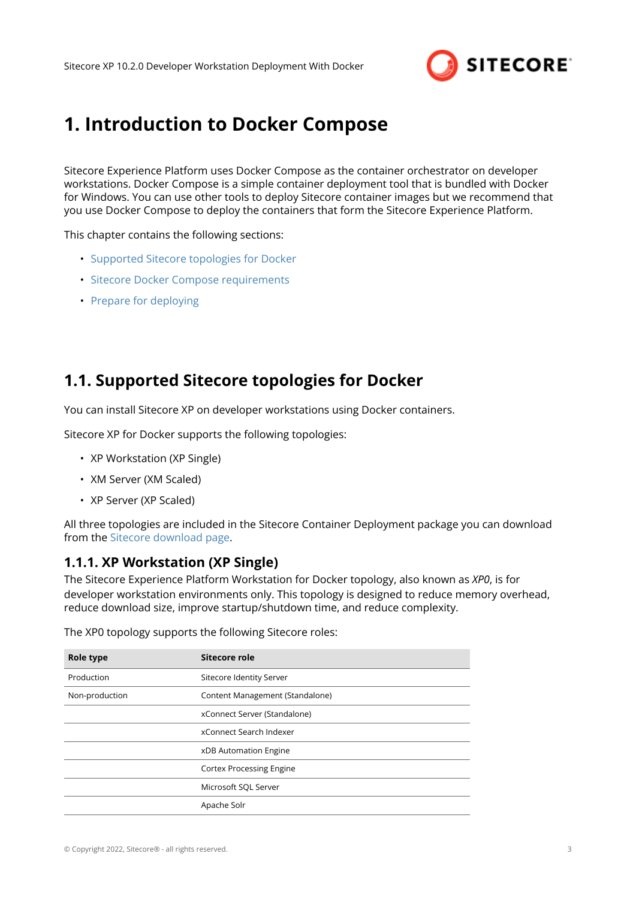# 1. Introduction to Docker Compose

Sitecore Experience Platform uses Docker Compose as the container orchestrator on developer workstations. Docker Compose is a simple container deployment tool that is bundled with Docker for Windows. You can use other tools to deploy Sitecore container images but we recommend that you use Docker Compose to deploy the containers that form the Sitecore Experience Platform.

This chapter contains the following sections:

- Supported Sitecore topologies for Docker
- Sitecore Docker Compose requirements
- Prepare for deploying

## 1.1. Supported Sitecore topologies for Docker

You can install Sitecore XP on developer workstations using Docker containers.

Sitecore XP for Docker supports the following topologies:

- XP Workstation (XP Single)
- XM Server (XM Scaled)
- XP Server (XP Scaled)

All three topologies are included in the Sitecore Container Deployment package you can download from the Sitecore download page.

### 1.1.1. XP Workstation (XP Single)

The Sitecore Experience Platform Workstation for Docker topology, also known as *XP0*, is for developer workstation environments only. This topology is designed to reduce memory overhead, reduce download size, improve startup/shutdown time, and reduce complexity.

The XP0 topology supports the following Sitecore roles:

| Role type | Sitecore role |
| --- | --- |
| Production | Sitecore Identity Server |
| Non-production | Content Management (Standalone) |
| | xConnect Server (Standalone) |
| | xConnect Search Indexer |
| | xDB Automation Engine |
| | Cortex Processing Engine |
| | Microsoft SQL Server |
| | Apache Solr |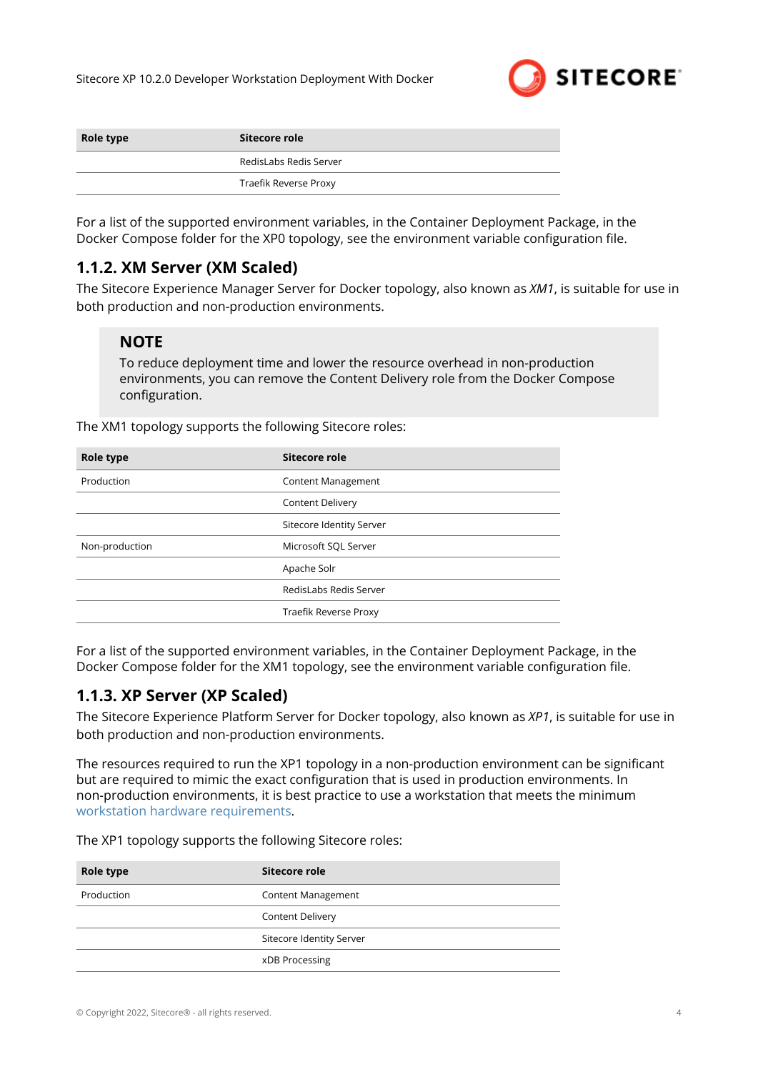| Role type | Sitecore role |
| --- | --- |
| | RedisLabs Redis Server |
| | Traefik Reverse Proxy |

For a list of the supported environment variables, in the Container Deployment Package, in the Docker Compose folder for the XP0 topology, see the environment variable configuration file.

### 1.1.2. XM Server (XM Scaled)

The Sitecore Experience Manager Server for Docker topology, also known as *XM1*, is suitable for use in both production and non-production environments.

> **NOTE**
>
> To reduce deployment time and lower the resource overhead in non-production environments, you can remove the Content Delivery role from the Docker Compose configuration.

The XM1 topology supports the following Sitecore roles:

| Role type | Sitecore role |
| --- | --- |
| Production | Content Management |
| | Content Delivery |
| | Sitecore Identity Server |
| Non-production | Microsoft SQL Server |
| | Apache Solr |
| | RedisLabs Redis Server |
| | Traefik Reverse Proxy |

For a list of the supported environment variables, in the Container Deployment Package, in the Docker Compose folder for the XM1 topology, see the environment variable configuration file.

### 1.1.3. XP Server (XP Scaled)

The Sitecore Experience Platform Server for Docker topology, also known as *XP1*, is suitable for use in both production and non-production environments.

The resources required to run the XP1 topology in a non-production environment can be significant but are required to mimic the exact configuration that is used in production environments. In non-production environments, it is best practice to use a workstation that meets the minimum workstation hardware requirements.

The XP1 topology supports the following Sitecore roles:

| Role type | Sitecore role |
| --- | --- |
| Production | Content Management |
| | Content Delivery |
| | Sitecore Identity Server |
| | xDB Processing |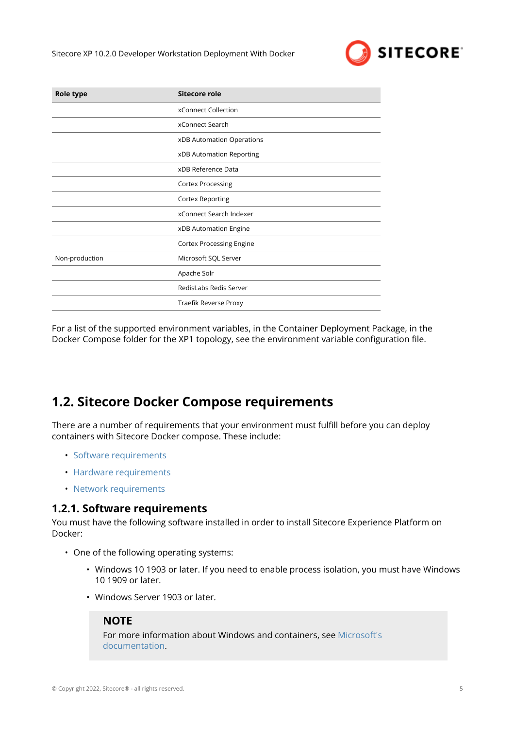| Role type | Sitecore role |
|---|---|
| | xConnect Collection |
| | xConnect Search |
| | xDB Automation Operations |
| | xDB Automation Reporting |
| | xDB Reference Data |
| | Cortex Processing |
| | Cortex Reporting |
| | xConnect Search Indexer |
| | xDB Automation Engine |
| | Cortex Processing Engine |
| Non-production | Microsoft SQL Server |
| | Apache Solr |
| | RedisLabs Redis Server |
| | Traefik Reverse Proxy |

For a list of the supported environment variables, in the Container Deployment Package, in the Docker Compose folder for the XP1 topology, see the environment variable configuration file.

## 1.2. Sitecore Docker Compose requirements

There are a number of requirements that your environment must fulfill before you can deploy containers with Sitecore Docker compose. These include:

- Software requirements
- Hardware requirements
- Network requirements

### 1.2.1. Software requirements

You must have the following software installed in order to install Sitecore Experience Platform on Docker:

- One of the following operating systems:
  - Windows 10 1903 or later. If you need to enable process isolation, you must have Windows 10 1909 or later.
  - Windows Server 1903 or later.

> **NOTE**
> For more information about Windows and containers, see Microsoft's documentation.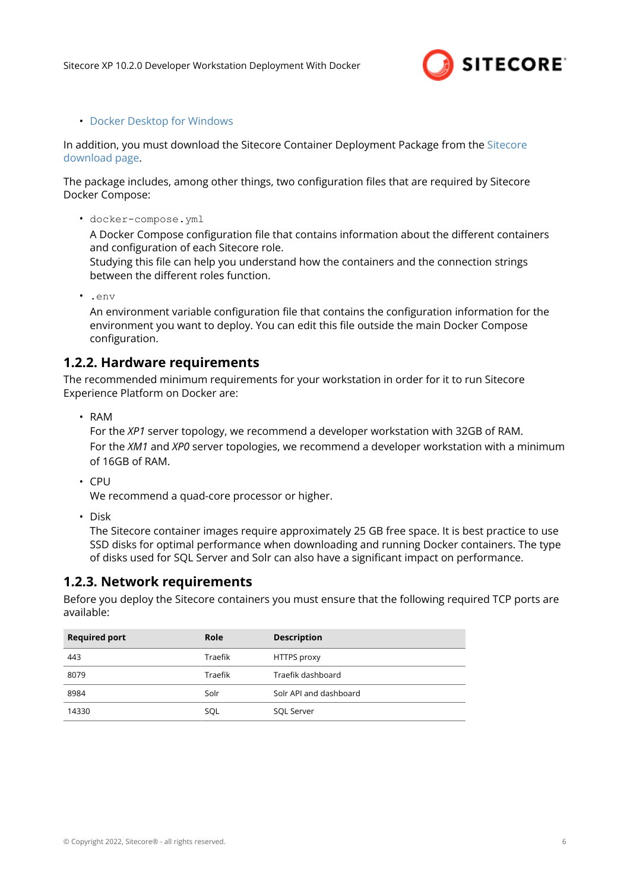- Docker Desktop for Windows

In addition, you must download the Sitecore Container Deployment Package from the Sitecore download page.

The package includes, among other things, two configuration files that are required by Sitecore Docker Compose:

- `docker-compose.yml`
  A Docker Compose configuration file that contains information about the different containers and configuration of each Sitecore role.
  Studying this file can help you understand how the containers and the connection strings between the different roles function.

- `.env`
  An environment variable configuration file that contains the configuration information for the environment you want to deploy. You can edit this file outside the main Docker Compose configuration.

## 1.2.2. Hardware requirements

The recommended minimum requirements for your workstation in order for it to run Sitecore Experience Platform on Docker are:

- RAM
  For the *XP1* server topology, we recommend a developer workstation with 32GB of RAM.
  For the *XM1* and *XP0* server topologies, we recommend a developer workstation with a minimum of 16GB of RAM.

- CPU
  We recommend a quad-core processor or higher.

- Disk
  The Sitecore container images require approximately 25 GB free space. It is best practice to use SSD disks for optimal performance when downloading and running Docker containers. The type of disks used for SQL Server and Solr can also have a significant impact on performance.

## 1.2.3. Network requirements

Before you deploy the Sitecore containers you must ensure that the following required TCP ports are available:

| Required port | Role | Description |
|---|---|---|
| 443 | Traefik | HTTPS proxy |
| 8079 | Traefik | Traefik dashboard |
| 8984 | Solr | Solr API and dashboard |
| 14330 | SQL | SQL Server |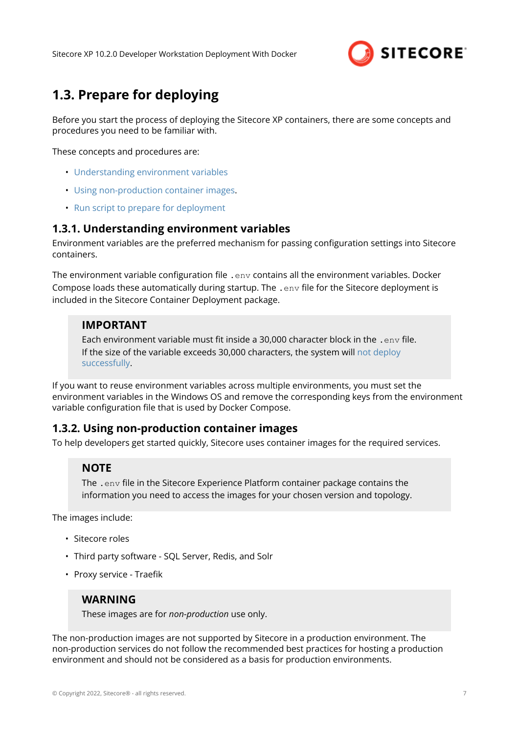## 1.3. Prepare for deploying

Before you start the process of deploying the Sitecore XP containers, there are some concepts and procedures you need to be familiar with.

These concepts and procedures are:

- Understanding environment variables
- Using non-production container images.
- Run script to prepare for deployment

### 1.3.1. Understanding environment variables

Environment variables are the preferred mechanism for passing configuration settings into Sitecore containers.

The environment variable configuration file `.env` contains all the environment variables. Docker Compose loads these automatically during startup. The `.env` file for the Sitecore deployment is included in the Sitecore Container Deployment package.

> **IMPORTANT**
>
> Each environment variable must fit inside a 30,000 character block in the `.env` file. If the size of the variable exceeds 30,000 characters, the system will not deploy successfully.

If you want to reuse environment variables across multiple environments, you must set the environment variables in the Windows OS and remove the corresponding keys from the environment variable configuration file that is used by Docker Compose.

### 1.3.2. Using non-production container images

To help developers get started quickly, Sitecore uses container images for the required services.

> **NOTE**
>
> The `.env` file in the Sitecore Experience Platform container package contains the information you need to access the images for your chosen version and topology.

The images include:

- Sitecore roles
- Third party software - SQL Server, Redis, and Solr
- Proxy service - Traefik

> **WARNING**
>
> These images are for *non-production* use only.

The non-production images are not supported by Sitecore in a production environment. The non-production services do not follow the recommended best practices for hosting a production environment and should not be considered as a basis for production environments.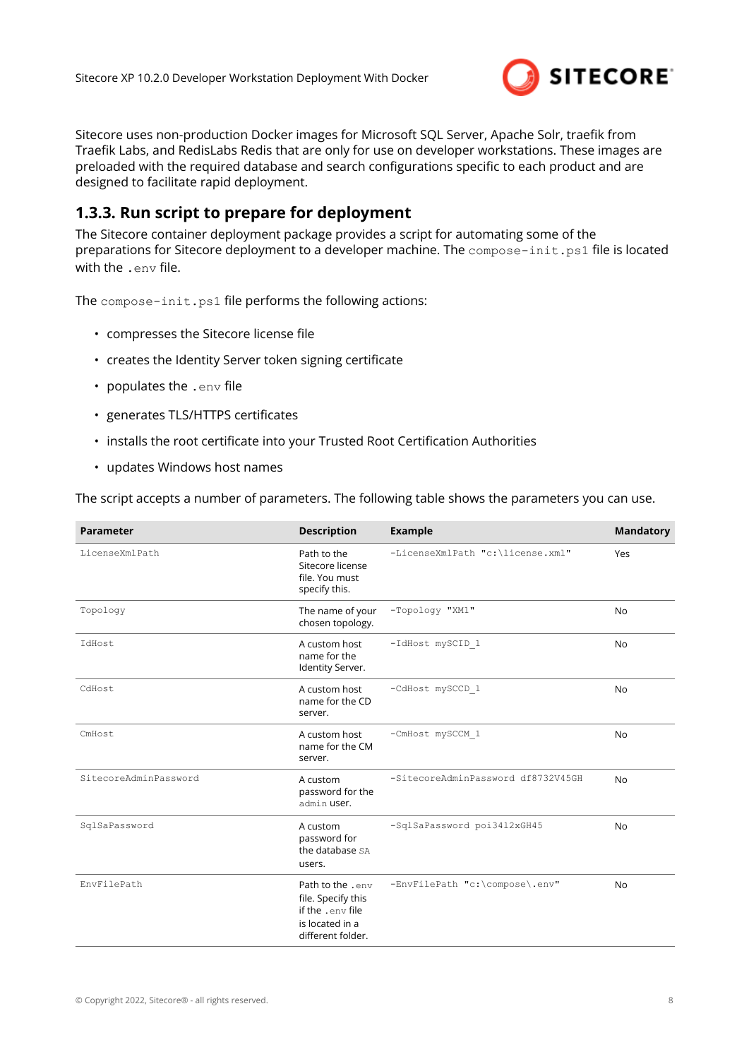Sitecore uses non-production Docker images for Microsoft SQL Server, Apache Solr, traefik from Traefik Labs, and RedisLabs Redis that are only for use on developer workstations. These images are preloaded with the required database and search configurations specific to each product and are designed to facilitate rapid deployment.

### 1.3.3. Run script to prepare for deployment

The Sitecore container deployment package provides a script for automating some of the preparations for Sitecore deployment to a developer machine. The `compose-init.ps1` file is located with the `.env` file.

The `compose-init.ps1` file performs the following actions:

- compresses the Sitecore license file
- creates the Identity Server token signing certificate
- populates the `.env` file
- generates TLS/HTTPS certificates
- installs the root certificate into your Trusted Root Certification Authorities
- updates Windows host names

The script accepts a number of parameters. The following table shows the parameters you can use.

| Parameter | Description | Example | Mandatory |
|---|---|---|---|
| `LicenseXmlPath` | Path to the Sitecore license file. You must specify this. | `-LicenseXmlPath "c:\license.xml"` | Yes |
| `Topology` | The name of your chosen topology. | `-Topology "XM1"` | No |
| `IdHost` | A custom host name for the Identity Server. | `-IdHost mySCID_1` | No |
| `CdHost` | A custom host name for the CD server. | `-CdHost mySCCD_1` | No |
| `CmHost` | A custom host name for the CM server. | `-CmHost mySCCM_1` | No |
| `SitecoreAdminPassword` | A custom password for the `admin` user. | `-SitecoreAdminPassword df8732V45GH` | No |
| `SqlSaPassword` | A custom password for the database `SA` users. | `-SqlSaPassword poi3412xGH45` | No |
| `EnvFilePath` | Path to the `.env` file. Specify this if the `.env` file is located in a different folder. | `-EnvFilePath "c:\compose\.env"` | No |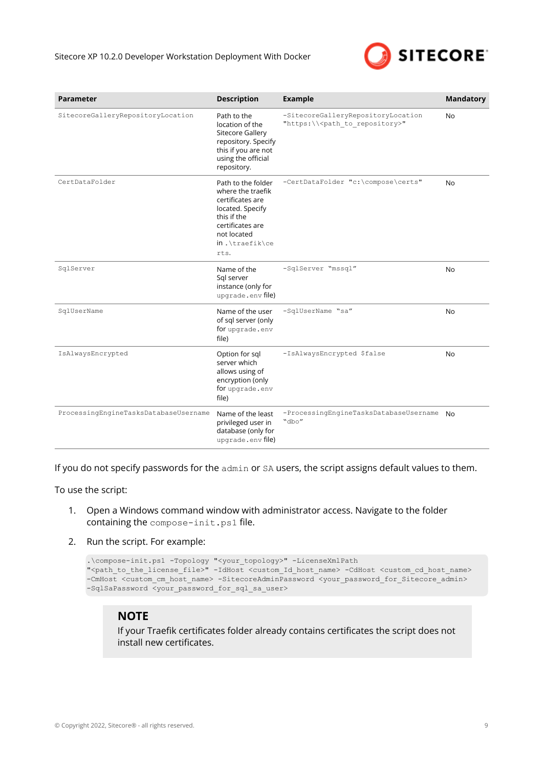| Parameter | Description | Example | Mandatory |
|---|---|---|---|
| `SitecoreGalleryRepositoryLocation` | Path to the location of the Sitecore Gallery repository. Specify this if you are not using the official repository. | `-SitecoreGalleryRepositoryLocation "https:\\<path_to_repository>"` | No |
| `CertDataFolder` | Path to the folder where the traefik certificates are located. Specify if the certificates are not located in `.\traefik\certs`. | `-CertDataFolder "c:\compose\certs"` | No |
| `SqlServer` | Name of the Sql server instance (only for `upgrade.env` file) | `-SqlServer "mssql"` | No |
| `SqlUserName` | Name of the user of sql server (only for `upgrade.env` file) | `-SqlUserName "sa"` | No |
| `IsAlwaysEncrypted` | Option for sql server which allows using of encryption (only for `upgrade.env` file) | `-IsAlwaysEncrypted $false` | No |
| `ProcessingEngineTasksDatabaseUsername` | Name of the least privileged user in database (only for `upgrade.env` file) | `-ProcessingEngineTasksDatabaseUsername "dbo"` | No |

If you do not specify passwords for the `admin` or `SA` users, the script assigns default values to them.

To use the script:

1. Open a Windows command window with administrator access. Navigate to the folder containing the `compose-init.ps1` file.
2. Run the script. For example:

```
.\compose-init.ps1 -Topology "<your_topology>" -LicenseXmlPath
"<path_to_the_license_file>" -IdHost <custom_Id_host_name> -CdHost <custom_cd_host_name>
-CmHost <custom_cm_host_name> -SitecoreAdminPassword <your_password_for_Sitecore_admin>
-SqlSaPassword <your_password_for_sql_sa_user>
```

> **NOTE**
> If your Traefik certificates folder already contains certificates the script does not install new certificates.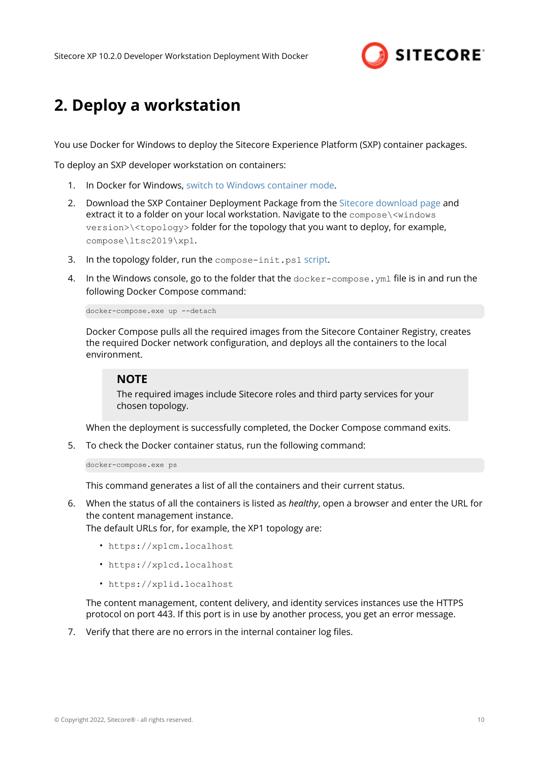# 2. Deploy a workstation

You use Docker for Windows to deploy the Sitecore Experience Platform (SXP) container packages.

To deploy an SXP developer workstation on containers:

1. In Docker for Windows, switch to Windows container mode.
2. Download the SXP Container Deployment Package from the Sitecore download page and extract it to a folder on your local workstation. Navigate to the `compose\<windows version>\<topology>` folder for the topology that you want to deploy, for example, `compose\ltsc2019\xp1`.
3. In the topology folder, run the `compose-init.ps1` script.
4. In the Windows console, go to the folder that the `docker-compose.yml` file is in and run the following Docker Compose command:

   ```
   docker-compose.exe up --detach
   ```

   Docker Compose pulls all the required images from the Sitecore Container Registry, creates the required Docker network configuration, and deploys all the containers to the local environment.

   > **NOTE**
   > The required images include Sitecore roles and third party services for your chosen topology.

   When the deployment is successfully completed, the Docker Compose command exits.
5. To check the Docker container status, run the following command:

   ```
   docker-compose.exe ps
   ```

   This command generates a list of all the containers and their current status.
6. When the status of all the containers is listed as *healthy*, open a browser and enter the URL for the content management instance.
   The default URLs for, for example, the XP1 topology are:
   - `https://xp1cm.localhost`
   - `https://xp1cd.localhost`
   - `https://xp1id.localhost`

   The content management, content delivery, and identity services instances use the HTTPS protocol on port 443. If this port is in use by another process, you get an error message.
7. Verify that there are no errors in the internal container log files.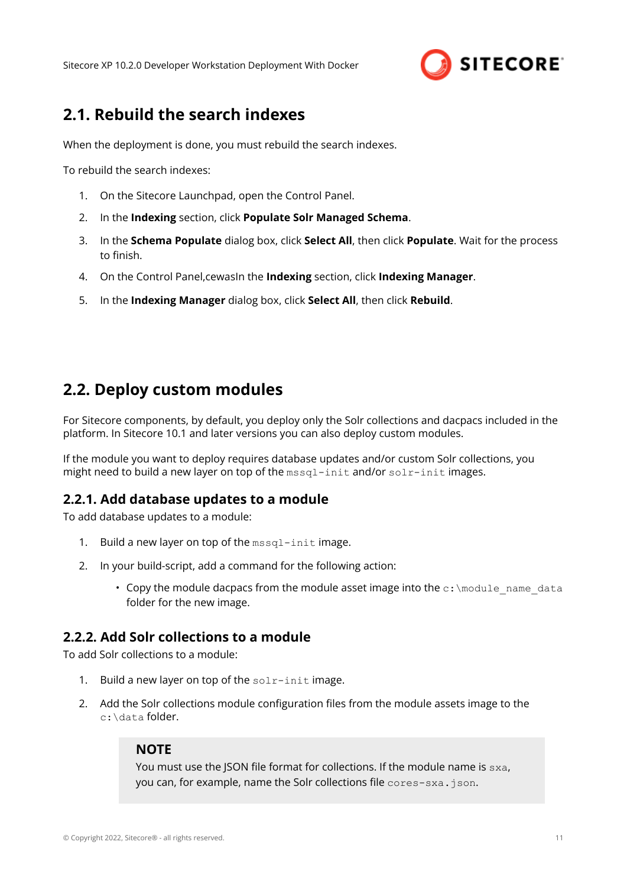## 2.1. Rebuild the search indexes

When the deployment is done, you must rebuild the search indexes.

To rebuild the search indexes:

1. On the Sitecore Launchpad, open the Control Panel.
2. In the **Indexing** section, click **Populate Solr Managed Schema**.
3. In the **Schema Populate** dialog box, click **Select All**, then click **Populate**. Wait for the process to finish.
4. On the Control Panel,cewasIn the **Indexing** section, click **Indexing Manager**.
5. In the **Indexing Manager** dialog box, click **Select All**, then click **Rebuild**.

## 2.2. Deploy custom modules

For Sitecore components, by default, you deploy only the Solr collections and dacpacs included in the platform. In Sitecore 10.1 and later versions you can also deploy custom modules.

If the module you want to deploy requires database updates and/or custom Solr collections, you might need to build a new layer on top of the `mssql-init` and/or `solr-init` images.

### 2.2.1. Add database updates to a module

To add database updates to a module:

1. Build a new layer on top of the `mssql-init` image.
2. In your build-script, add a command for the following action:
   - Copy the module dacpacs from the module asset image into the `c:\module_name_data` folder for the new image.

### 2.2.2. Add Solr collections to a module

To add Solr collections to a module:

1. Build a new layer on top of the `solr-init` image.
2. Add the Solr collections module configuration files from the module assets image to the `c:\data` folder.

> **NOTE**
> You must use the JSON file format for collections. If the module name is `sxa`, you can, for example, name the Solr collections file `cores-sxa.json`.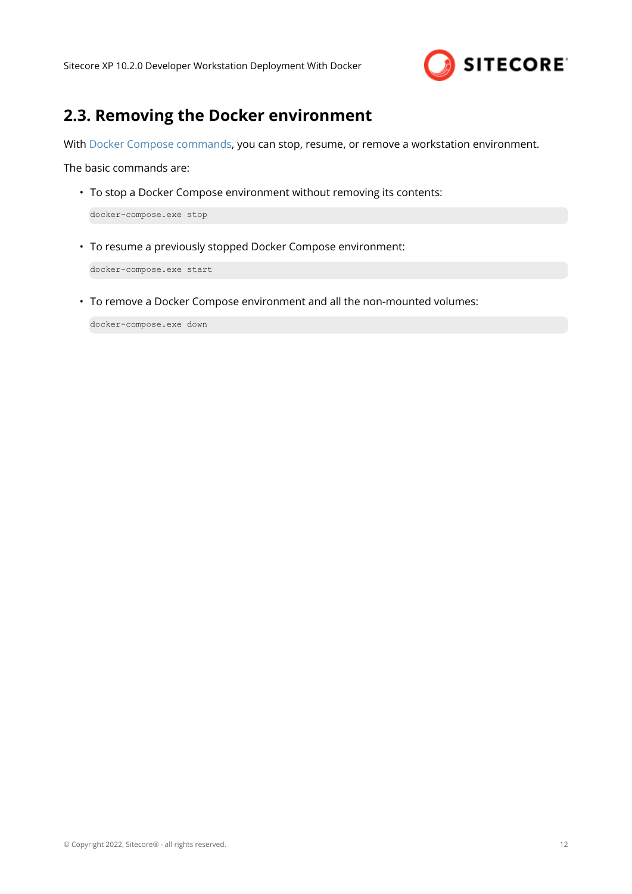## 2.3. Removing the Docker environment

With Docker Compose commands, you can stop, resume, or remove a workstation environment.

The basic commands are:

- To stop a Docker Compose environment without removing its contents:

```
docker-compose.exe stop
```

- To resume a previously stopped Docker Compose environment:

```
docker-compose.exe start
```

- To remove a Docker Compose environment and all the non-mounted volumes:

```
docker-compose.exe down
```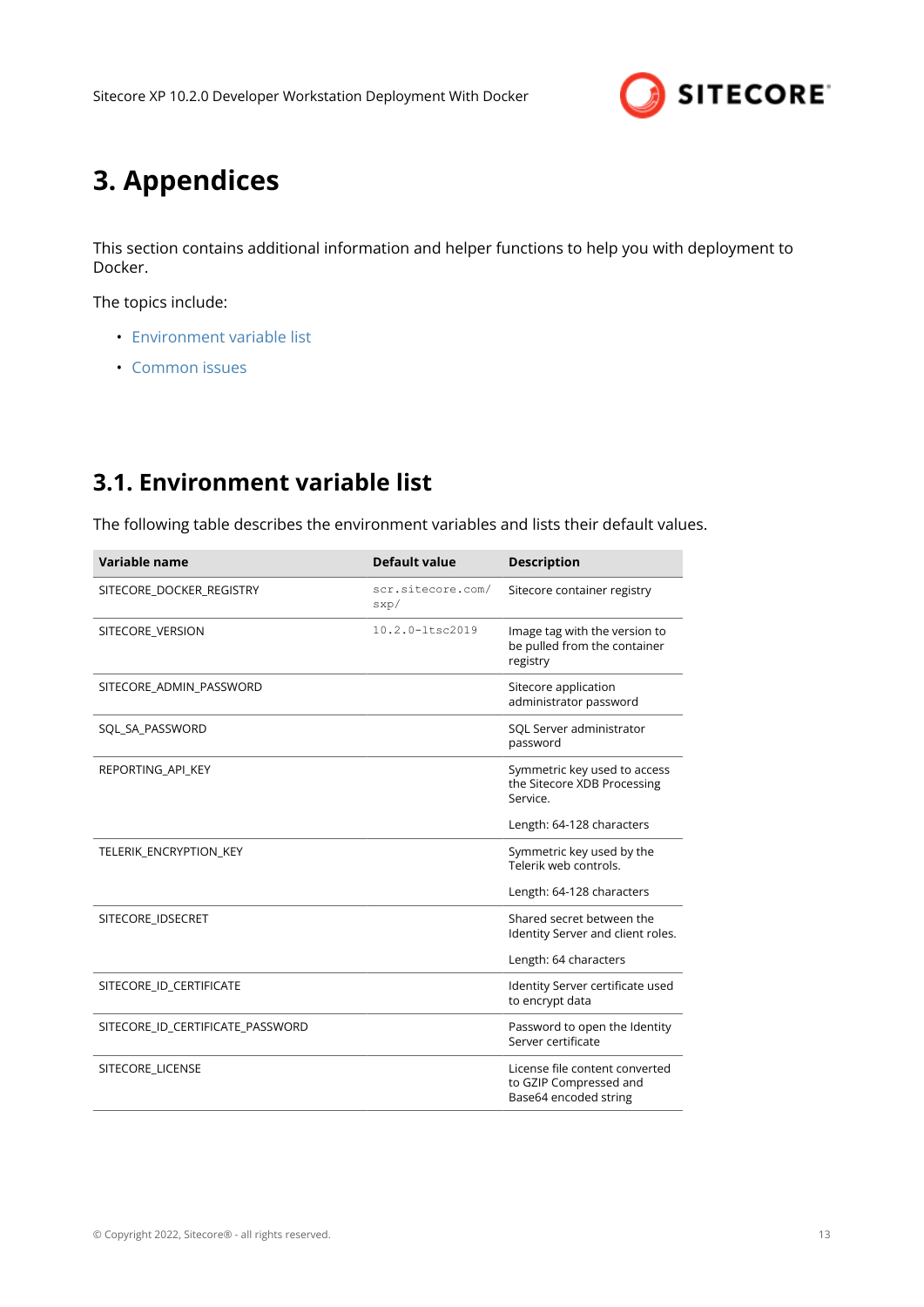# 3. Appendices

This section contains additional information and helper functions to help you with deployment to Docker.

The topics include:

- Environment variable list
- Common issues

## 3.1. Environment variable list

The following table describes the environment variables and lists their default values.

| Variable name | Default value | Description |
|---|---|---|
| SITECORE_DOCKER_REGISTRY | `scr.sitecore.com/sxp/` | Sitecore container registry |
| SITECORE_VERSION | `10.2.0-ltsc2019` | Image tag with the version to be pulled from the container registry |
| SITECORE_ADMIN_PASSWORD | | Sitecore application administrator password |
| SQL_SA_PASSWORD | | SQL Server administrator password |
| REPORTING_API_KEY | | Symmetric key used to access the Sitecore XDB Processing Service.<br><br>Length: 64-128 characters |
| TELERIK_ENCRYPTION_KEY | | Symmetric key used by the Telerik web controls.<br><br>Length: 64-128 characters |
| SITECORE_IDSECRET | | Shared secret between the Identity Server and client roles.<br><br>Length: 64 characters |
| SITECORE_ID_CERTIFICATE | | Identity Server certificate used to encrypt data |
| SITECORE_ID_CERTIFICATE_PASSWORD | | Password to open the Identity Server certificate |
| SITECORE_LICENSE | | License file content converted to GZIP Compressed and Base64 encoded string |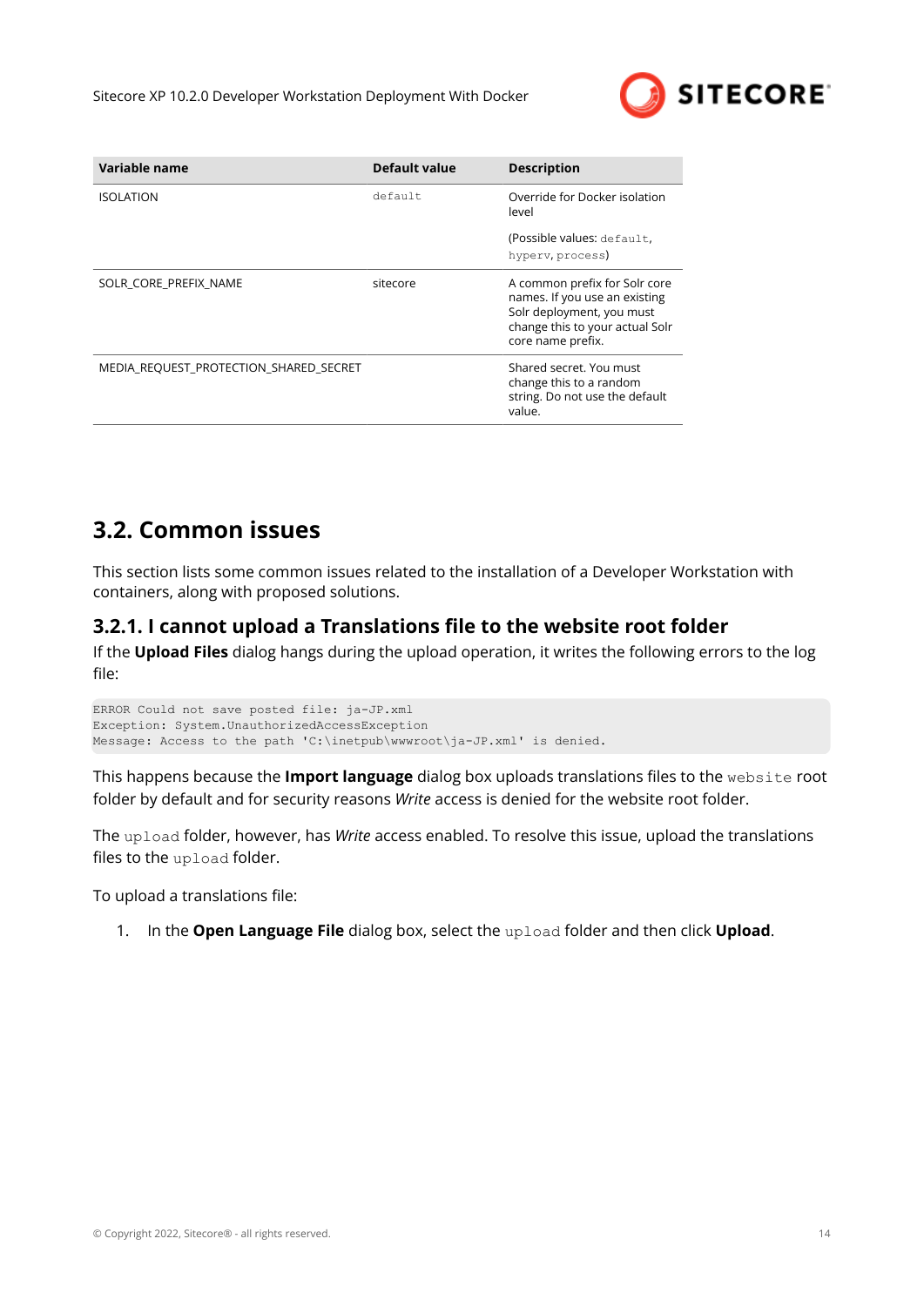| Variable name | Default value | Description |
|---|---|---|
| ISOLATION | `default` | Override for Docker isolation level<br><br>(Possible values: `default`, `hyperv`, `process`) |
| SOLR_CORE_PREFIX_NAME | sitecore | A common prefix for Solr core names. If you use an existing Solr deployment, you must change this to your actual Solr core name prefix. |
| MEDIA_REQUEST_PROTECTION_SHARED_SECRET | | Shared secret. You must change this to a random string. Do not use the default value. |

## 3.2. Common issues

This section lists some common issues related to the installation of a Developer Workstation with containers, along with proposed solutions.

### 3.2.1. I cannot upload a Translations file to the website root folder

If the **Upload Files** dialog hangs during the upload operation, it writes the following errors to the log file:

```
ERROR Could not save posted file: ja-JP.xml
Exception: System.UnauthorizedAccessException
Message: Access to the path 'C:\inetpub\wwwroot\ja-JP.xml' is denied.
```

This happens because the **Import language** dialog box uploads translations files to the `website` root folder by default and for security reasons *Write* access is denied for the website root folder.

The `upload` folder, however, has *Write* access enabled. To resolve this issue, upload the translations files to the `upload` folder.

To upload a translations file:

1. In the **Open Language File** dialog box, select the `upload` folder and then click **Upload**.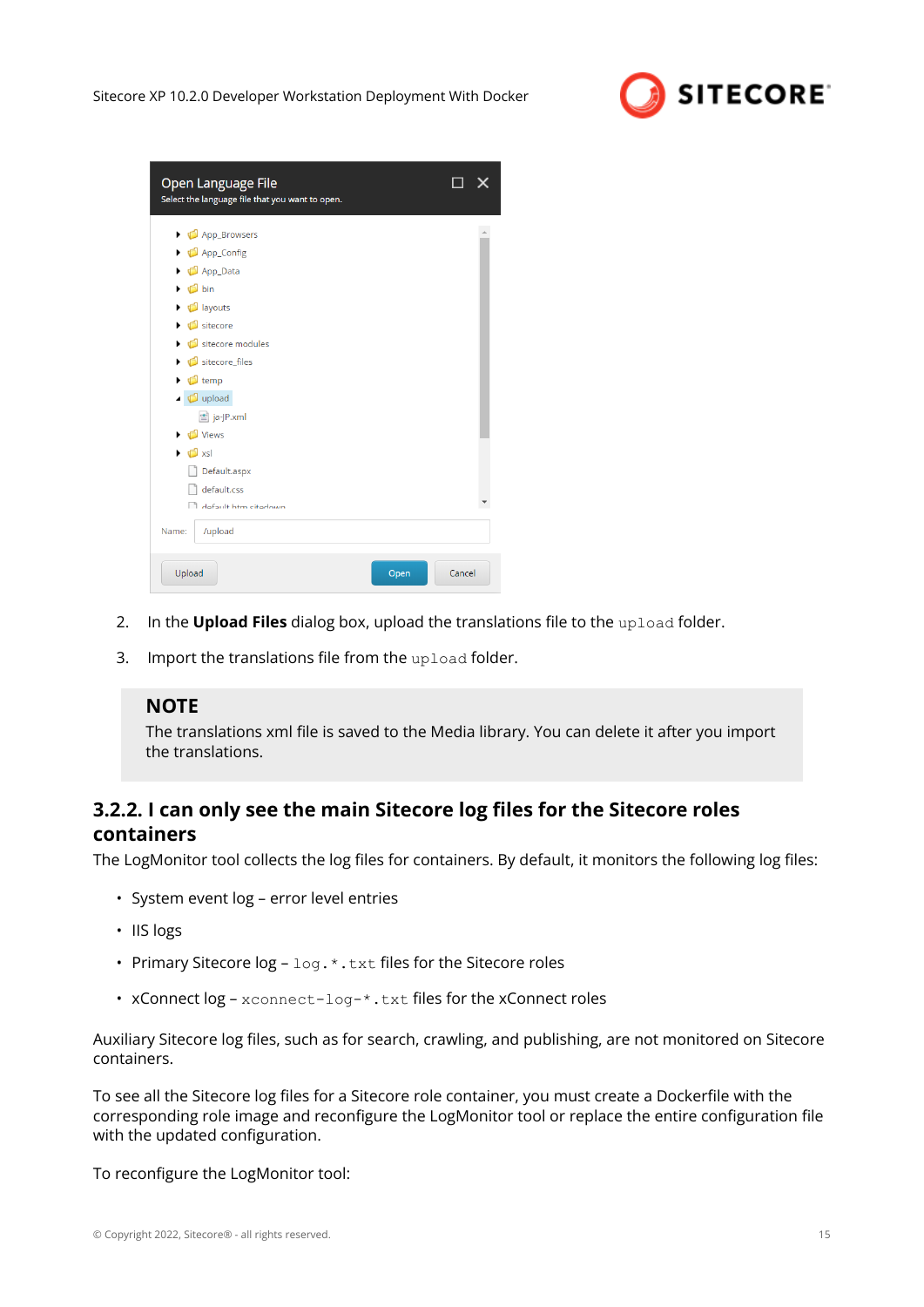2. In the **Upload Files** dialog box, upload the translations file to the `upload` folder.

3. Import the translations file from the `upload` folder.

> **NOTE**
> The translations xml file is saved to the Media library. You can delete it after you import the translations.

### 3.2.2. I can only see the main Sitecore log files for the Sitecore roles containers

The LogMonitor tool collects the log files for containers. By default, it monitors the following log files:

- System event log – error level entries
- IIS logs
- Primary Sitecore log – `log.*.txt` files for the Sitecore roles
- xConnect log – `xconnect-log-*.txt` files for the xConnect roles

Auxiliary Sitecore log files, such as for search, crawling, and publishing, are not monitored on Sitecore containers.

To see all the Sitecore log files for a Sitecore role container, you must create a Dockerfile with the corresponding role image and reconfigure the LogMonitor tool or replace the entire configuration file with the updated configuration.

To reconfigure the LogMonitor tool: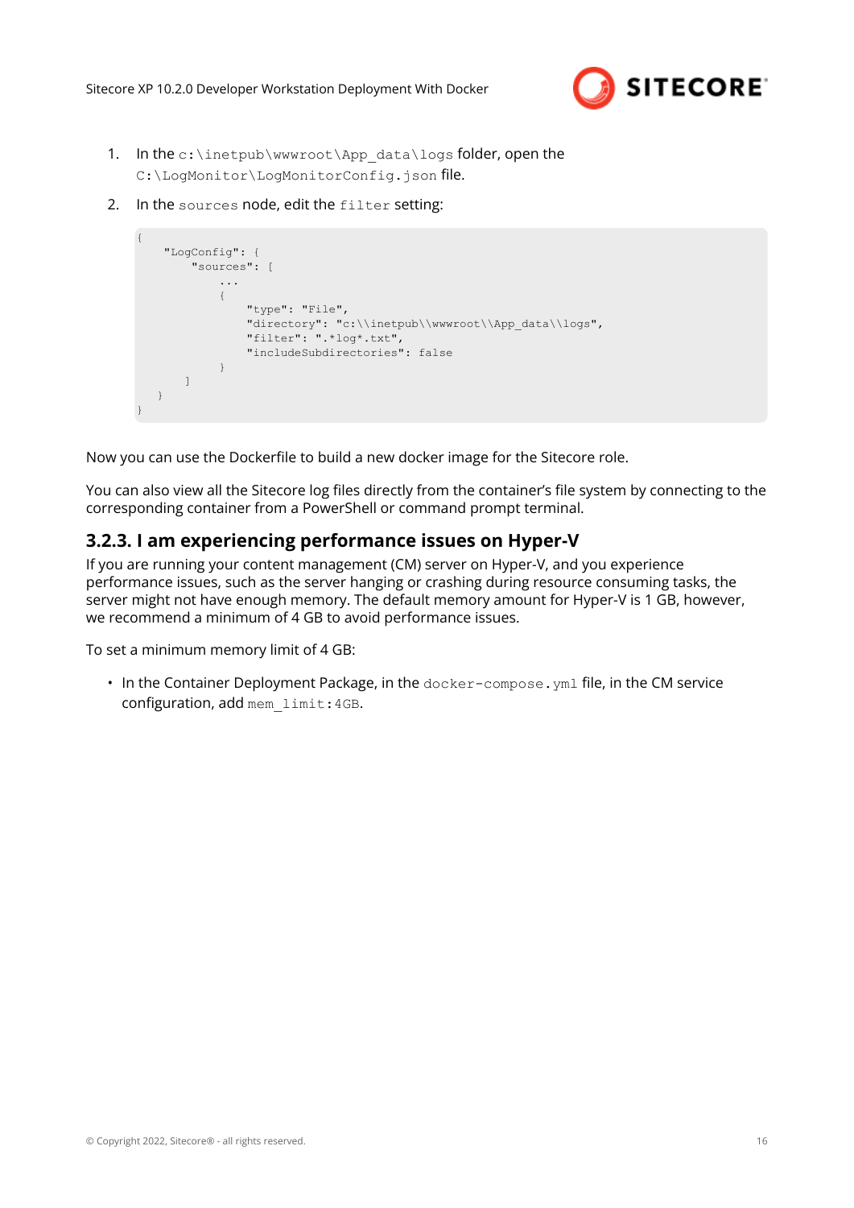1. In the `c:\inetpub\wwwroot\App_data\logs` folder, open the `C:\LogMonitor\LogMonitorConfig.json` file.
2. In the `sources` node, edit the `filter` setting:

```
{
    "LogConfig": {
        "sources": [
            ...
            {
                "type": "File",
                "directory": "c:\\inetpub\\wwwroot\\App_data\\logs",
                "filter": ".*log*.txt",
                "includeSubdirectories": false
            }
        ]
    }
}
```

Now you can use the Dockerfile to build a new docker image for the Sitecore role.

You can also view all the Sitecore log files directly from the container's file system by connecting to the corresponding container from a PowerShell or command prompt terminal.

### 3.2.3. I am experiencing performance issues on Hyper-V

If you are running your content management (CM) server on Hyper-V, and you experience performance issues, such as the server hanging or crashing during resource consuming tasks, the server might not have enough memory. The default memory amount for Hyper-V is 1 GB, however, we recommend a minimum of 4 GB to avoid performance issues.

To set a minimum memory limit of 4 GB:

- In the Container Deployment Package, in the `docker-compose.yml` file, in the CM service configuration, add `mem_limit:4GB`.